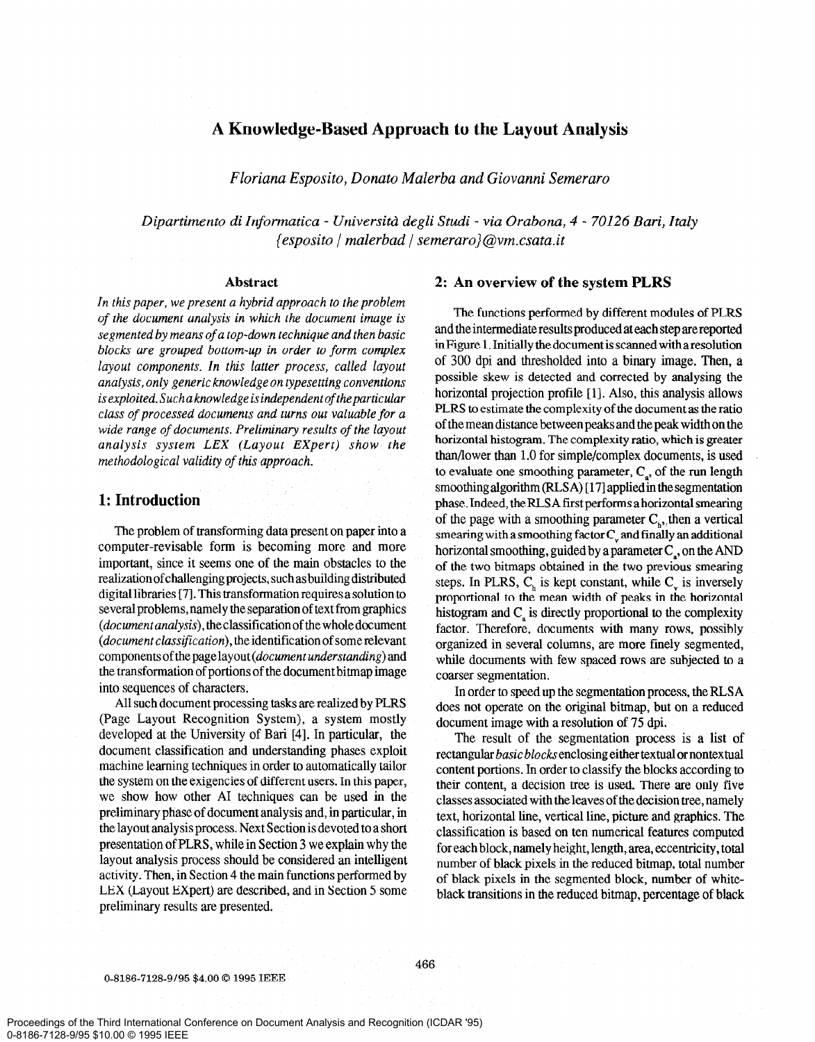# A Knowledge-Based Approach to the Layout Analysis

*Floriana Esposito, Donato Malerba and Giovanni Semeraro*

*Dipartimento di Informatica - Università degli Studi - via Orabona, 4 - 70126 Bari, Italy*
*{esposito | malerbad | semeraro}@vm.csata.it*

### Abstract

*In this paper, we present a hybrid approach to the problem of the document analysis in which the document image is segmented by means of a top-down technique and then basic blocks are grouped bottom-up in order to form complex layout components. In this latter process, called layout analysis, only generic knowledge on typesetting conventions is exploited. Such a knowledge is independent of the particular class of processed documents and turns out valuable for a wide range of documents. Preliminary results of the layout analysis system LEX (Layout EXpert) show the methodological validity of this approach.*

## 1: Introduction

The problem of transforming data present on paper into a computer-revisable form is becoming more and more important, since it seems one of the main obstacles to the realization of challenging projects, such as building distributed digital libraries [7]. This transformation requires a solution to several problems, namely the separation of text from graphics (*document analysis*), the classification of the whole document (*document classification*), the identification of some relevant components of the page layout (*document understanding*) and the transformation of portions of the document bitmap image into sequences of characters.

All such document processing tasks are realized by PLRS (Page Layout Recognition System), a system mostly developed at the University of Bari [4]. In particular, the document classification and understanding phases exploit machine learning techniques in order to automatically tailor the system on the exigencies of different users. In this paper, we show how other AI techniques can be used in the preliminary phase of document analysis and, in particular, in the layout analysis process. Next Section is devoted to a short presentation of PLRS, while in Section 3 we explain why the layout analysis process should be considered an intelligent activity. Then, in Section 4 the main functions performed by LEX (Layout EXpert) are described, and in Section 5 some preliminary results are presented.

## 2: An overview of the system PLRS

The functions performed by different modules of PLRS and the intermediate results produced at each step are reported in Figure 1. Initially the document is scanned with a resolution of 300 dpi and thresholded into a binary image. Then, a possible skew is detected and corrected by analysing the horizontal projection profile [1]. Also, this analysis allows PLRS to estimate the complexity of the document as the ratio of the mean distance between peaks and the peak width on the horizontal histogram. The complexity ratio, which is greater than/lower than 1.0 for simple/complex documents, is used to evaluate one smoothing parameter, $C_a$, of the run length smoothing algorithm (RLSA) [17] applied in the segmentation phase. Indeed, the RLSA first performs a horizontal smearing of the page with a smoothing parameter $C_h$, then a vertical smearing with a smoothing factor $C_v$ and finally an additional horizontal smoothing, guided by a parameter $C_a$, on the AND of the two bitmaps obtained in the two previous smearing steps. In PLRS, $C_h$ is kept constant, while $C_v$ is inversely proportional to the mean width of peaks in the horizontal histogram and $C_a$ is directly proportional to the complexity factor. Therefore, documents with many rows, possibly organized in several columns, are more finely segmented, while documents with few spaced rows are subjected to a coarser segmentation.

In order to speed up the segmentation process, the RLSA does not operate on the original bitmap, but on a reduced document image with a resolution of 75 dpi.

The result of the segmentation process is a list of rectangular *basic blocks* enclosing either textual or nontextual content portions. In order to classify the blocks according to their content, a decision tree is used. There are only five classes associated with the leaves of the decision tree, namely text, horizontal line, vertical line, picture and graphics. The classification is based on ten numerical features computed for each block, namely height, length, area, eccentricity, total number of black pixels in the reduced bitmap, total number of black pixels in the segmented block, number of white-black transitions in the reduced bitmap, percentage of black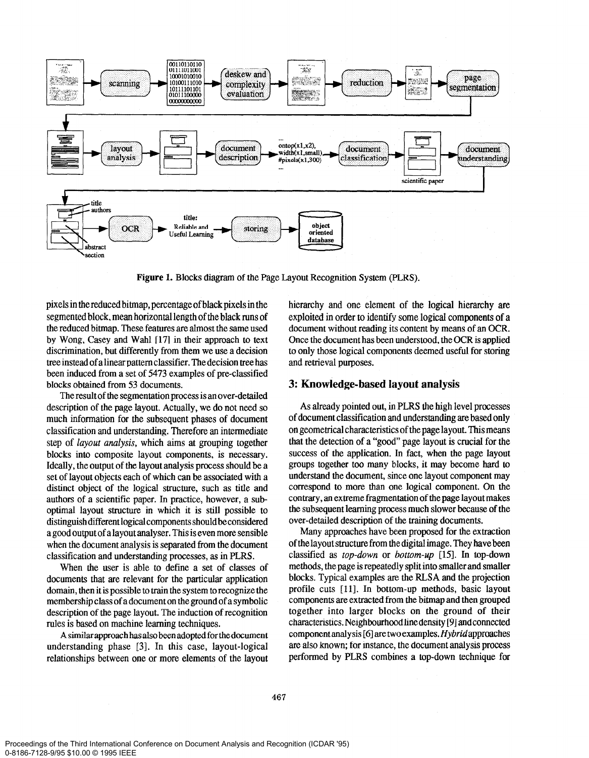Figure 1. Blocks diagram of the Page Layout Recognition System (PLRS).

pixels in the reduced bitmap, percentage of black pixels in the segmented block, mean horizontal length of the black runs of the reduced bitmap. These features are almost the same used by Wong, Casey and Wahl [17] in their approach to text discrimination, but differently from them we use a decision tree instead of a linear pattern classifier. The decision tree has been induced from a set of 5473 examples of pre-classified blocks obtained from 53 documents.

The result of the segmentation process is an over-detailed description of the page layout. Actually, we do not need so much information for the subsequent phases of document classification and understanding. Therefore an intermediate step of *layout analysis*, which aims at grouping together blocks into composite layout components, is necessary. Ideally, the output of the layout analysis process should be a set of layout objects each of which can be associated with a distinct object of the logical structure, such as title and authors of a scientific paper. In practice, however, a sub-optimal layout structure in which it is still possible to distinguish different logical components should be considered a good output of a layout analyser. This is even more sensible when the document analysis is separated from the document classification and understanding processes, as in PLRS.

When the user is able to define a set of classes of documents that are relevant for the particular application domain, then it is possible to train the system to recognize the membership class of a document on the ground of a symbolic description of the page layout. The induction of recognition rules is based on machine learning techniques.

A similar approach has also been adopted for the document understanding phase [3]. In this case, layout-logical relationships between one or more elements of the layout hierarchy and one element of the logical hierarchy are exploited in order to identify some logical components of a document without reading its content by means of an OCR. Once the document has been understood, the OCR is applied to only those logical components deemed useful for storing and retrieval purposes.

## 3: Knowledge-based layout analysis

As already pointed out, in PLRS the high level processes of document classification and understanding are based only on geometrical characteristics of the page layout. This means that the detection of a "good" page layout is crucial for the success of the application. In fact, when the page layout groups together too many blocks, it may become hard to understand the document, since one layout component may correspond to more than one logical component. On the contrary, an extreme fragmentation of the page layout makes the subsequent learning process much slower because of the over-detailed description of the training documents.

Many approaches have been proposed for the extraction of the layout structure from the digital image. They have been classified as *top-down* or *bottom-up* [15]. In top-down methods, the page is repeatedly split into smaller and smaller blocks. Typical examples are the RLSA and the projection profile cuts [11]. In bottom-up methods, basic layout components are extracted from the bitmap and then grouped together into larger blocks on the ground of their characteristics. Neighbourhood line density [9] and connected component analysis [6] are two examples. *Hybrid* approaches are also known; for instance, the document analysis process performed by PLRS combines a top-down technique for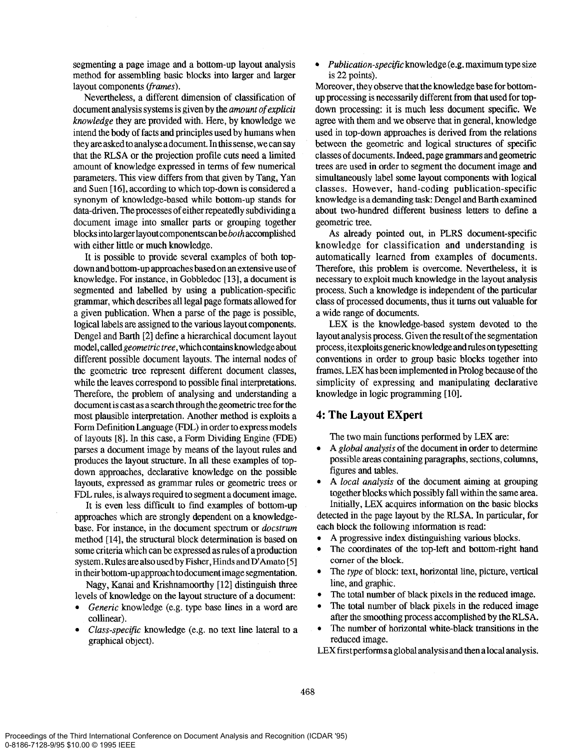segmenting a page image and a bottom-up layout analysis method for assembling basic blocks into larger and larger layout components (*frames*).

Nevertheless, a different dimension of classification of document analysis systems is given by the *amount of explicit knowledge* they are provided with. Here, by knowledge we intend the body of facts and principles used by humans when they are asked to analyse a document. In this sense, we can say that the RLSA or the projection profile cuts need a limited amount of knowledge expressed in terms of few numerical parameters. This view differs from that given by Tang, Yan and Suen [16], according to which top-down is considered a synonym of knowledge-based while bottom-up stands for data-driven. The processes of either repeatedly subdividing a document image into smaller parts or grouping together blocks into larger layout components can be *both* accomplished with either little or much knowledge.

It is possible to provide several examples of both top-down and bottom-up approaches based on an extensive use of knowledge. For instance, in Gobbledoc [13], a document is segmented and labelled by using a publication-specific grammar, which describes all legal page formats allowed for a given publication. When a parse of the page is possible, logical labels are assigned to the various layout components. Dengel and Barth [2] define a hierarchical document layout model, called *geometric tree*, which contains knowledge about different possible document layouts. The internal nodes of the geometric tree represent different document classes, while the leaves correspond to possible final interpretations. Therefore, the problem of analysing and understanding a document is cast as a search through the geometric tree for the most plausible interpretation. Another method is exploits a Form Definition Language (FDL) in order to express models of layouts [8]. In this case, a Form Dividing Engine (FDE) parses a document image by means of the layout rules and produces the layout structure. In all these examples of top-down approaches, declarative knowledge on the possible layouts, expressed as grammar rules or geometric trees or FDL rules, is always required to segment a document image.

It is even less difficult to find examples of bottom-up approaches which are strongly dependent on a knowledge-base. For instance, in the document spectrum or *docstrum* method [14], the structural block determination is based on some criteria which can be expressed as rules of a production system. Rules are also used by Fisher, Hinds and D'Amato [5] in their bottom-up approach to document image segmentation.

Nagy, Kanai and Krishnamoorthy [12] distinguish three levels of knowledge on the layout structure of a document:

- *Generic* knowledge (e.g. type base lines in a word are collinear).
- *Class-specific* knowledge (e.g. no text line lateral to a graphical object).
- *Publication-specific* knowledge (e.g. maximum type size is 22 points).

Moreover, they observe that the knowledge base for bottom-up processing is necessarily different from that used for top-down processing: it is much less document specific. We agree with them and we observe that in general, knowledge used in top-down approaches is derived from the relations between the geometric and logical structures of specific classes of documents. Indeed, page grammars and geometric trees are used in order to segment the document image and simultaneously label some layout components with logical classes. However, hand-coding publication-specific knowledge is a demanding task: Dengel and Barth examined about two-hundred different business letters to define a geometric tree.

As already pointed out, in PLRS document-specific knowledge for classification and understanding is automatically learned from examples of documents. Therefore, this problem is overcome. Nevertheless, it is necessary to exploit much knowledge in the layout analysis process. Such a knowledge is independent of the particular class of processed documents, thus it turns out valuable for a wide range of documents.

LEX is the knowledge-based system devoted to the layout analysis process. Given the result of the segmentation process, it exploits generic knowledge and rules on typesetting conventions in order to group basic blocks together into frames. LEX has been implemented in Prolog because of the simplicity of expressing and manipulating declarative knowledge in logic programming [10].

## 4: The Layout EXpert

The two main functions performed by LEX are:

- A *global analysis* of the document in order to determine possible areas containing paragraphs, sections, columns, figures and tables.
- A *local analysis* of the document aiming at grouping together blocks which possibly fall within the same area.

Initially, LEX acquires information on the basic blocks detected in the page layout by the RLSA. In particular, for each block the following information is read:

- A progressive index distinguishing various blocks.
- The coordinates of the top-left and bottom-right hand corner of the block.
- The *type* of block: text, horizontal line, picture, vertical line, and graphic.
- The total number of black pixels in the reduced image.
- The total number of black pixels in the reduced image after the smoothing process accomplished by the RLSA.
- The number of horizontal white-black transitions in the reduced image.

LEX first performs a global analysis and then a local analysis.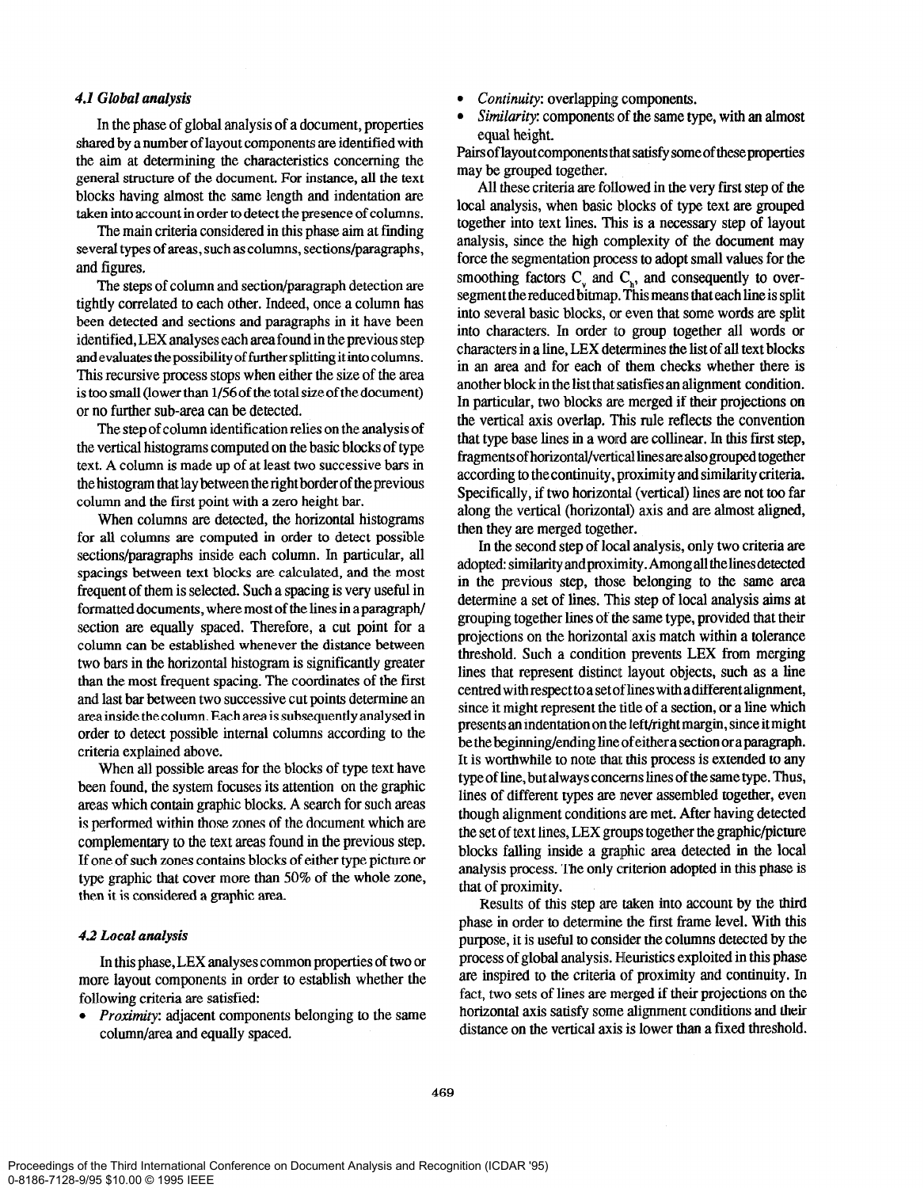### *4.1 Global analysis*

In the phase of global analysis of a document, properties shared by a number of layout components are identified with the aim at determining the characteristics concerning the general structure of the document. For instance, all the text blocks having almost the same length and indentation are taken into account in order to detect the presence of columns.

The main criteria considered in this phase aim at finding several types of areas, such as columns, sections/paragraphs, and figures.

The steps of column and section/paragraph detection are tightly correlated to each other. Indeed, once a column has been detected and sections and paragraphs in it have been identified, LEX analyses each area found in the previous step and evaluates the possibility of further splitting it into columns. This recursive process stops when either the size of the area is too small (lower than 1/56 of the total size of the document) or no further sub-area can be detected.

The step of column identification relies on the analysis of the vertical histograms computed on the basic blocks of type text. A column is made up of at least two successive bars in the histogram that lay between the right border of the previous column and the first point with a zero height bar.

When columns are detected, the horizontal histograms for all columns are computed in order to detect possible sections/paragraphs inside each column. In particular, all spacings between text blocks are calculated, and the most frequent of them is selected. Such a spacing is very useful in formatted documents, where most of the lines in a paragraph/section are equally spaced. Therefore, a cut point for a column can be established whenever the distance between two bars in the horizontal histogram is significantly greater than the most frequent spacing. The coordinates of the first and last bar between two successive cut points determine an area inside the column. Each area is subsequently analysed in order to detect possible internal columns according to the criteria explained above.

When all possible areas for the blocks of type text have been found, the system focuses its attention on the graphic areas which contain graphic blocks. A search for such areas is performed within those zones of the document which are complementary to the text areas found in the previous step. If one of such zones contains blocks of either type picture or type graphic that cover more than 50% of the whole zone, then it is considered a graphic area.

### *4.2 Local analysis*

In this phase, LEX analyses common properties of two or more layout components in order to establish whether the following criteria are satisfied:

- *Proximity*: adjacent components belonging to the same column/area and equally spaced.
- *Continuity*: overlapping components.
- *Similarity*: components of the same type, with an almost equal height.

Pairs of layout components that satisfy some of these properties may be grouped together.

All these criteria are followed in the very first step of the local analysis, when basic blocks of type text are grouped together into text lines. This is a necessary step of layout analysis, since the high complexity of the document may force the segmentation process to adopt small values for the smoothing factors $C_v$ and $C_h$, and consequently to over-segment the reduced bitmap. This means that each line is split into several basic blocks, or even that some words are split into characters. In order to group together all words or characters in a line, LEX determines the list of all text blocks in an area and for each of them checks whether there is another block in the list that satisfies an alignment condition. In particular, two blocks are merged if their projections on the vertical axis overlap. This rule reflects the convention that type base lines in a word are collinear. In this first step, fragments of horizontal/vertical lines are also grouped together according to the continuity, proximity and similarity criteria. Specifically, if two horizontal (vertical) lines are not too far along the vertical (horizontal) axis and are almost aligned, then they are merged together.

In the second step of local analysis, only two criteria are adopted: similarity and proximity. Among all the lines detected in the previous step, those belonging to the same area determine a set of lines. This step of local analysis aims at grouping together lines of the same type, provided that their projections on the horizontal axis match within a tolerance threshold. Such a condition prevents LEX from merging lines that represent distinct layout objects, such as a line centred with respect to a set of lines with a different alignment, since it might represent the title of a section, or a line which presents an indentation on the left/right margin, since it might be the beginning/ending line of either a section or a paragraph. It is worthwhile to note that this process is extended to any type of line, but always concerns lines of the same type. Thus, lines of different types are never assembled together, even though alignment conditions are met. After having detected the set of text lines, LEX groups together the graphic/picture blocks falling inside a graphic area detected in the local analysis process. The only criterion adopted in this phase is that of proximity.

Results of this step are taken into account by the third phase in order to determine the first frame level. With this purpose, it is useful to consider the columns detected by the process of global analysis. Heuristics exploited in this phase are inspired to the criteria of proximity and continuity. In fact, two sets of lines are merged if their projections on the horizontal axis satisfy some alignment conditions and their distance on the vertical axis is lower than a fixed threshold.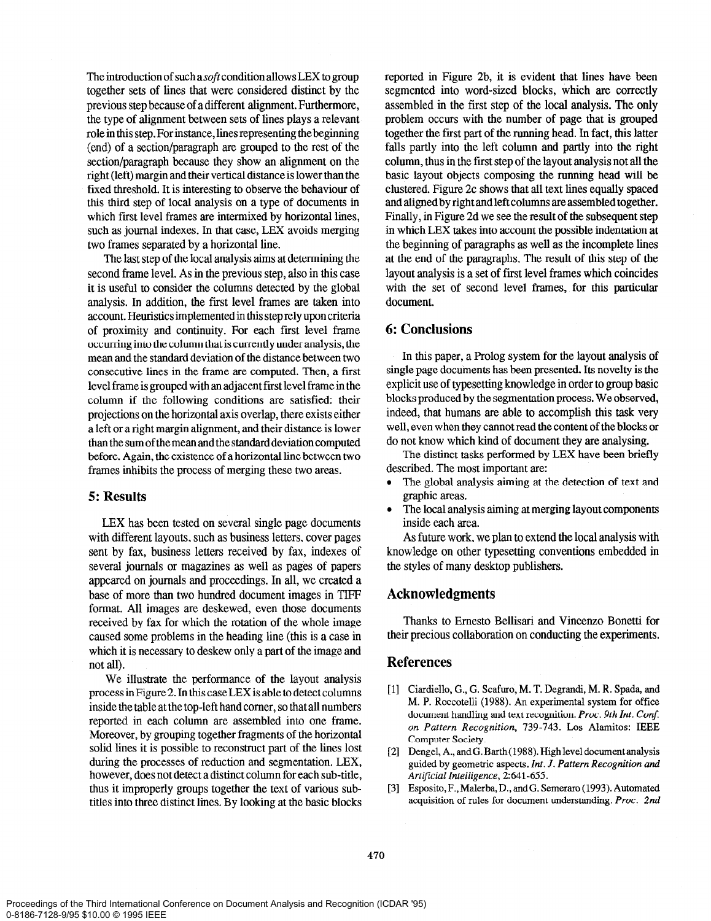The introduction of such a *soft* condition allows LEX to group together sets of lines that were considered distinct by the previous step because of a different alignment. Furthermore, the type of alignment between sets of lines plays a relevant role in this step. For instance, lines representing the beginning (end) of a section/paragraph are grouped to the rest of the section/paragraph because they show an alignment on the right (left) margin and their vertical distance is lower than the fixed threshold. It is interesting to observe the behaviour of this third step of local analysis on a type of documents in which first level frames are intermixed by horizontal lines, such as journal indexes. In that case, LEX avoids merging two frames separated by a horizontal line.

The last step of the local analysis aims at determining the second frame level. As in the previous step, also in this case it is useful to consider the columns detected by the global analysis. In addition, the first level frames are taken into account. Heuristics implemented in this step rely upon criteria of proximity and continuity. For each first level frame occurring into the column that is currently under analysis, the mean and the standard deviation of the distance between two consecutive lines in the frame are computed. Then, a first level frame is grouped with an adjacent first level frame in the column if the following conditions are satisfied: their projections on the horizontal axis overlap, there exists either a left or a right margin alignment, and their distance is lower than the sum of the mean and the standard deviation computed before. Again, the existence of a horizontal line between two frames inhibits the process of merging these two areas.

## 5: Results

LEX has been tested on several single page documents with different layouts, such as business letters, cover pages sent by fax, business letters received by fax, indexes of several journals or magazines as well as pages of papers appeared on journals and proceedings. In all, we created a base of more than two hundred document images in TIFF format. All images are deskewed, even those documents received by fax for which the rotation of the whole image caused some problems in the heading line (this is a case in which it is necessary to deskew only a part of the image and not all).

We illustrate the performance of the layout analysis process in Figure 2. In this case LEX is able to detect columns inside the table at the top-left hand corner, so that all numbers reported in each column are assembled into one frame. Moreover, by grouping together fragments of the horizontal solid lines it is possible to reconstruct part of the lines lost during the processes of reduction and segmentation. LEX, however, does not detect a distinct column for each sub-title, thus it improperly groups together the text of various sub-titles into three distinct lines. By looking at the basic blocks reported in Figure 2b, it is evident that lines have been segmented into word-sized blocks, which are correctly assembled in the first step of the local analysis. The only problem occurs with the number of page that is grouped together the first part of the running head. In fact, this latter falls partly into the left column and partly into the right column, thus in the first step of the layout analysis not all the basic layout objects composing the running head will be clustered. Figure 2c shows that all text lines equally spaced and aligned by right and left columns are assembled together. Finally, in Figure 2d we see the result of the subsequent step in which LEX takes into account the possible indentation at the beginning of paragraphs as well as the incomplete lines at the end of the paragraphs. The result of this step of the layout analysis is a set of first level frames which coincides with the set of second level frames, for this particular document.

## 6: Conclusions

In this paper, a Prolog system for the layout analysis of single page documents has been presented. Its novelty is the explicit use of typesetting knowledge in order to group basic blocks produced by the segmentation process. We observed, indeed, that humans are able to accomplish this task very well, even when they cannot read the content of the blocks or do not know which kind of document they are analysing.

The distinct tasks performed by LEX have been briefly described. The most important are:

- The global analysis aiming at the detection of text and graphic areas.
- The local analysis aiming at merging layout components inside each area.

As future work, we plan to extend the local analysis with knowledge on other typesetting conventions embedded in the styles of many desktop publishers.

## Acknowledgments

Thanks to Ernesto Bellisari and Vincenzo Bonetti for their precious collaboration on conducting the experiments.

## References

[1] Ciardiello, G., G. Scafuro, M. T. Degrandi, M. R. Spada, and M. P. Roccotelli (1988). An experimental system for office document handling and text recognition. *Proc. 9th Int. Conf. on Pattern Recognition*, 739-743. Los Alamitos: IEEE Computer Society.

[2] Dengel, A., and G. Barth (1988). High level document analysis guided by geometric aspects. *Int. J. Pattern Recognition and Artificial Intelligence*, 2:641-655.

[3] Esposito, F., Malerba, D., and G. Semeraro (1993). Automated acquisition of rules for document understanding. *Proc. 2nd*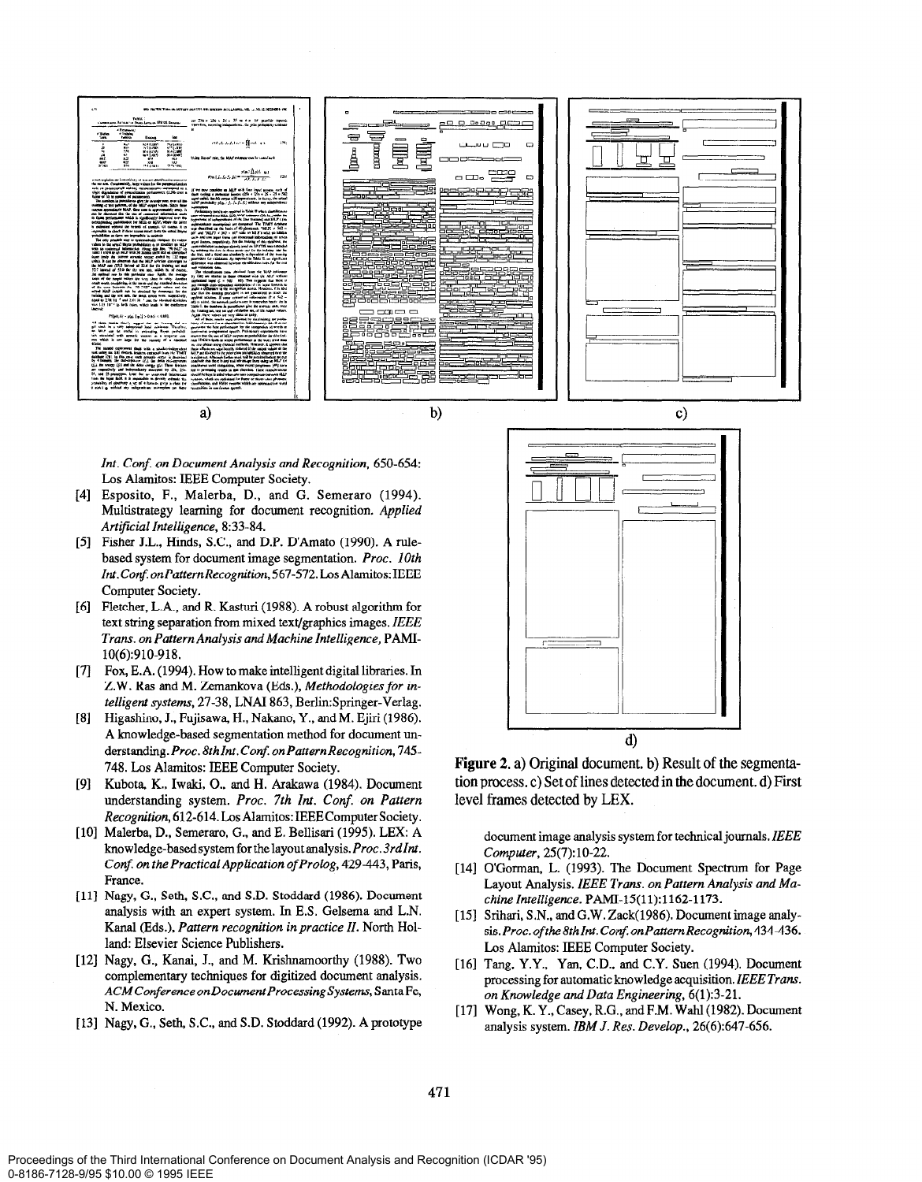a) b) c)

d)

**Figure 2.** a) Original document. b) Result of the segmentation process. c) Set of lines detected in the document. d) First level frames detected by LEX.

*Int. Conf. on Document Analysis and Recognition*, 650-654: Los Alamitos: IEEE Computer Society.

[4] Esposito, F., Malerba, D., and G. Semeraro (1994). Multistrategy learning for document recognition. *Applied Artificial Intelligence*, 8:33-84.

[5] Fisher J.L., Hinds, S.C., and D.P. D'Amato (1990). A rule-based system for document image segmentation. *Proc. 10th Int. Conf. on Pattern Recognition*, 567-572. Los Alamitos: IEEE Computer Society.

[6] Fletcher, L.A., and R. Kasturi (1988). A robust algorithm for text string separation from mixed text/graphics images. *IEEE Trans. on Pattern Analysis and Machine Intelligence*, PAMI-10(6):910-918.

[7] Fox, E.A. (1994). How to make intelligent digital libraries. In Z.W. Ras and M. Zemankova (Eds.), *Methodologies for intelligent systems*, 27-38, LNAI 863, Berlin: Springer-Verlag.

[8] Higashino, J., Fujisawa, H., Nakano, Y., and M. Ejiri (1986). A knowledge-based segmentation method for document understanding. *Proc. 8th Int. Conf. on Pattern Recognition*, 745-748. Los Alamitos: IEEE Computer Society.

[9] Kubota, K., Iwaki, O., and H. Arakawa (1984). Document understanding system. *Proc. 7th Int. Conf. on Pattern Recognition*, 612-614. Los Alamitos: IEEE Computer Society.

[10] Malerba, D., Semeraro, G., and E. Bellisari (1995). LEX: A knowledge-based system for the layout analysis. *Proc. 3rd Int. Conf. on the Practical Application of Prolog*, 429-443, Paris, France.

[11] Nagy, G., Seth, S.C., and S.D. Stoddard (1986). Document analysis with an expert system. In E.S. Gelsema and L.N. Kanal (Eds.), *Pattern recognition in practice II*. North Holland: Elsevier Science Publishers.

[12] Nagy, G., Kanai, J., and M. Krishnamoorthy (1988). Two complementary techniques for digitized document analysis. *ACM Conference on Document Processing Systems*, Santa Fe, N. Mexico.

[13] Nagy, G., Seth, S.C., and S.D. Stoddard (1992). A prototype document image analysis system for technical journals. *IEEE Computer*, 25(7):10-22.

[14] O'Gorman, L. (1993). The Document Spectrum for Page Layout Analysis. *IEEE Trans. on Pattern Analysis and Machine Intelligence*. PAMI-15(11):1162-1173.

[15] Srihari, S.N., and G.W. Zack(1986). Document image analysis. *Proc. of the 8th Int. Conf. on Pattern Recognition*, 434-436. Los Alamitos: IEEE Computer Society.

[16] Tang, Y.Y., Yan, C.D., and C.Y. Suen (1994). Document processing for automatic knowledge acquisition. *IEEE Trans. on Knowledge and Data Engineering*, 6(1):3-21.

[17] Wong, K. Y., Casey, R.G., and F.M. Wahl (1982). Document analysis system. *IBM J. Res. Develop.*, 26(6):647-656.